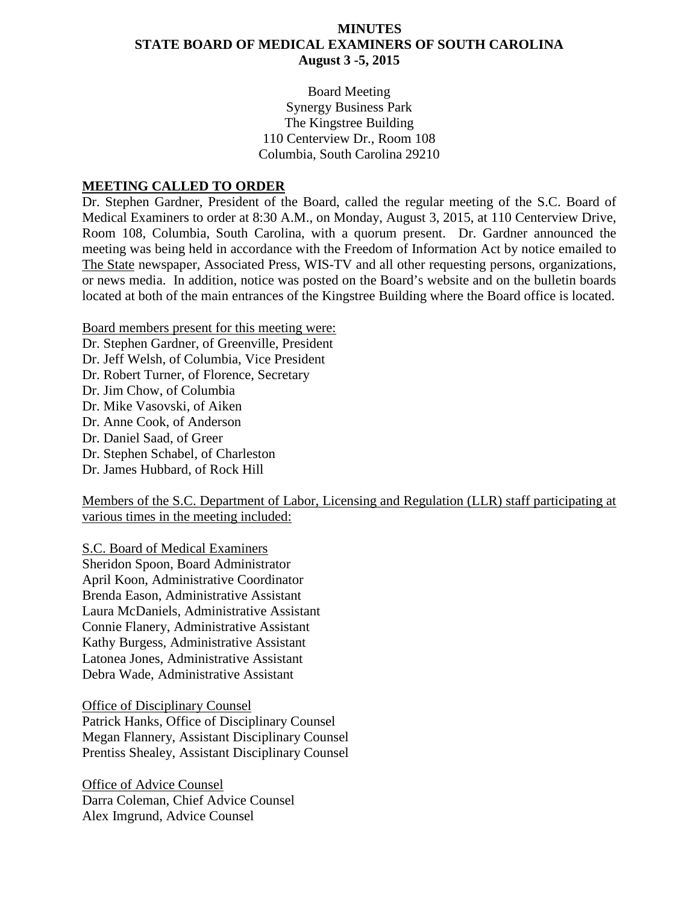# MINUTES
# STATE BOARD OF MEDICAL EXAMINERS OF SOUTH CAROLINA
## August 3 -5, 2015

Board Meeting
Synergy Business Park
The Kingstree Building
110 Centerview Dr., Room 108
Columbia, South Carolina 29210

## MEETING CALLED TO ORDER

Dr. Stephen Gardner, President of the Board, called the regular meeting of the S.C. Board of Medical Examiners to order at 8:30 A.M., on Monday, August 3, 2015, at 110 Centerview Drive, Room 108, Columbia, South Carolina, with a quorum present. Dr. Gardner announced the meeting was being held in accordance with the Freedom of Information Act by notice emailed to The State newspaper, Associated Press, WIS-TV and all other requesting persons, organizations, or news media. In addition, notice was posted on the Board's website and on the bulletin boards located at both of the main entrances of the Kingstree Building where the Board office is located.

Board members present for this meeting were:

Dr. Stephen Gardner, of Greenville, President
Dr. Jeff Welsh, of Columbia, Vice President
Dr. Robert Turner, of Florence, Secretary
Dr. Jim Chow, of Columbia
Dr. Mike Vasovski, of Aiken
Dr. Anne Cook, of Anderson
Dr. Daniel Saad, of Greer
Dr. Stephen Schabel, of Charleston
Dr. James Hubbard, of Rock Hill

Members of the S.C. Department of Labor, Licensing and Regulation (LLR) staff participating at various times in the meeting included:

S.C. Board of Medical Examiners
Sheridon Spoon, Board Administrator
April Koon, Administrative Coordinator
Brenda Eason, Administrative Assistant
Laura McDaniels, Administrative Assistant
Connie Flanery, Administrative Assistant
Kathy Burgess, Administrative Assistant
Latonea Jones, Administrative Assistant
Debra Wade, Administrative Assistant

Office of Disciplinary Counsel
Patrick Hanks, Office of Disciplinary Counsel
Megan Flannery, Assistant Disciplinary Counsel
Prentiss Shealey, Assistant Disciplinary Counsel

Office of Advice Counsel
Darra Coleman, Chief Advice Counsel
Alex Imgrund, Advice Counsel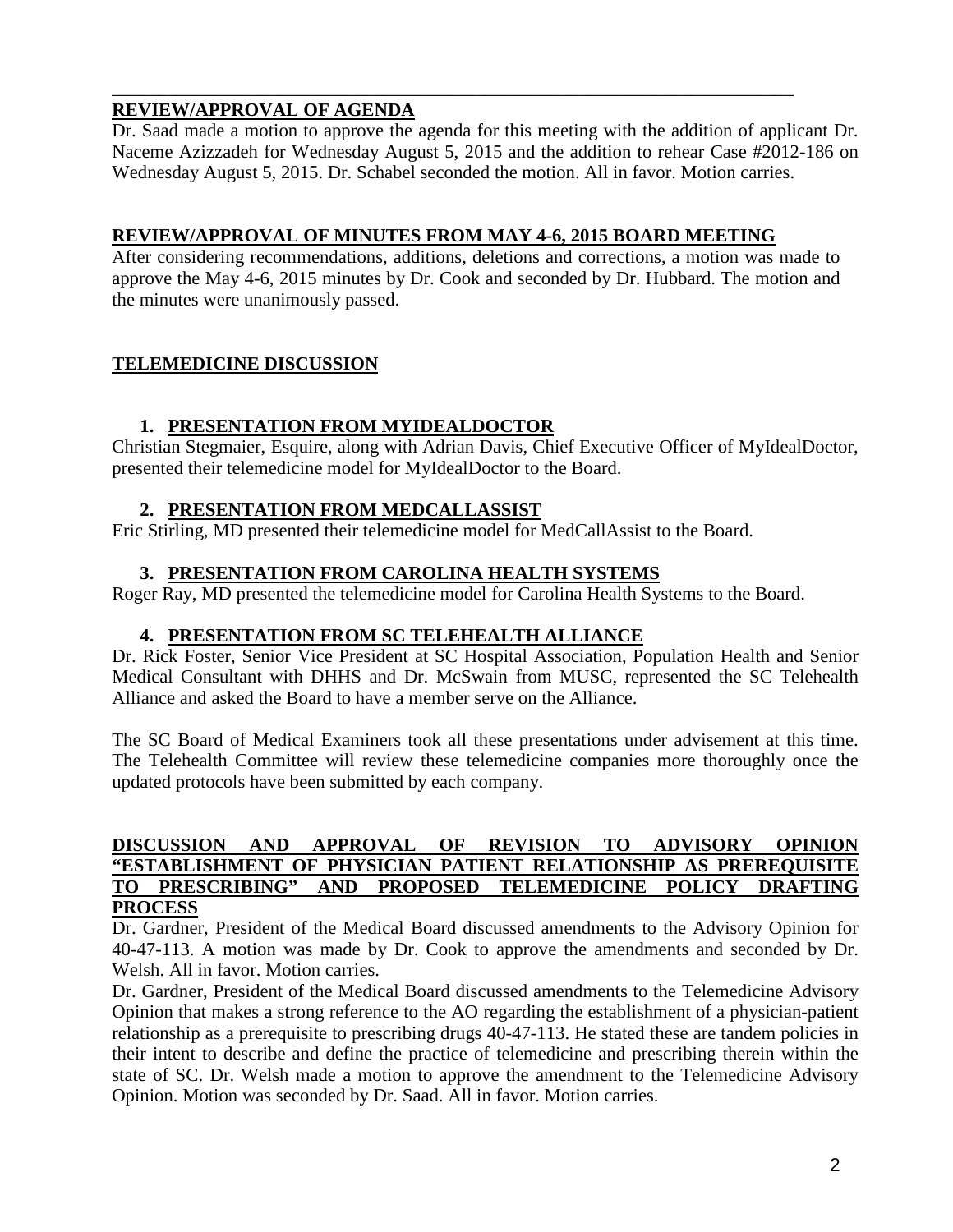## REVIEW/APPROVAL OF AGENDA

Dr. Saad made a motion to approve the agenda for this meeting with the addition of applicant Dr. Naceme Azizzadeh for Wednesday August 5, 2015 and the addition to rehear Case #2012-186 on Wednesday August 5, 2015. Dr. Schabel seconded the motion. All in favor. Motion carries.

## REVIEW/APPROVAL OF MINUTES FROM MAY 4-6, 2015 BOARD MEETING

After considering recommendations, additions, deletions and corrections, a motion was made to approve the May 4-6, 2015 minutes by Dr. Cook and seconded by Dr. Hubbard. The motion and the minutes were unanimously passed.

## TELEMEDICINE DISCUSSION

### 1. PRESENTATION FROM MYIDEALDOCTOR

Christian Stegmaier, Esquire, along with Adrian Davis, Chief Executive Officer of MyIdealDoctor, presented their telemedicine model for MyIdealDoctor to the Board.

### 2. PRESENTATION FROM MEDCALLASSIST

Eric Stirling, MD presented their telemedicine model for MedCallAssist to the Board.

### 3. PRESENTATION FROM CAROLINA HEALTH SYSTEMS

Roger Ray, MD presented the telemedicine model for Carolina Health Systems to the Board.

### 4. PRESENTATION FROM SC TELEHEALTH ALLIANCE

Dr. Rick Foster, Senior Vice President at SC Hospital Association, Population Health and Senior Medical Consultant with DHHS and Dr. McSwain from MUSC, represented the SC Telehealth Alliance and asked the Board to have a member serve on the Alliance.

The SC Board of Medical Examiners took all these presentations under advisement at this time. The Telehealth Committee will review these telemedicine companies more thoroughly once the updated protocols have been submitted by each company.

## DISCUSSION AND APPROVAL OF REVISION TO ADVISORY OPINION "ESTABLISHMENT OF PHYSICIAN PATIENT RELATIONSHIP AS PREREQUISITE TO PRESCRIBING" AND PROPOSED TELEMEDICINE POLICY DRAFTING PROCESS

Dr. Gardner, President of the Medical Board discussed amendments to the Advisory Opinion for 40-47-113. A motion was made by Dr. Cook to approve the amendments and seconded by Dr. Welsh. All in favor. Motion carries.

Dr. Gardner, President of the Medical Board discussed amendments to the Telemedicine Advisory Opinion that makes a strong reference to the AO regarding the establishment of a physician-patient relationship as a prerequisite to prescribing drugs 40-47-113. He stated these are tandem policies in their intent to describe and define the practice of telemedicine and prescribing therein within the state of SC. Dr. Welsh made a motion to approve the amendment to the Telemedicine Advisory Opinion. Motion was seconded by Dr. Saad. All in favor. Motion carries.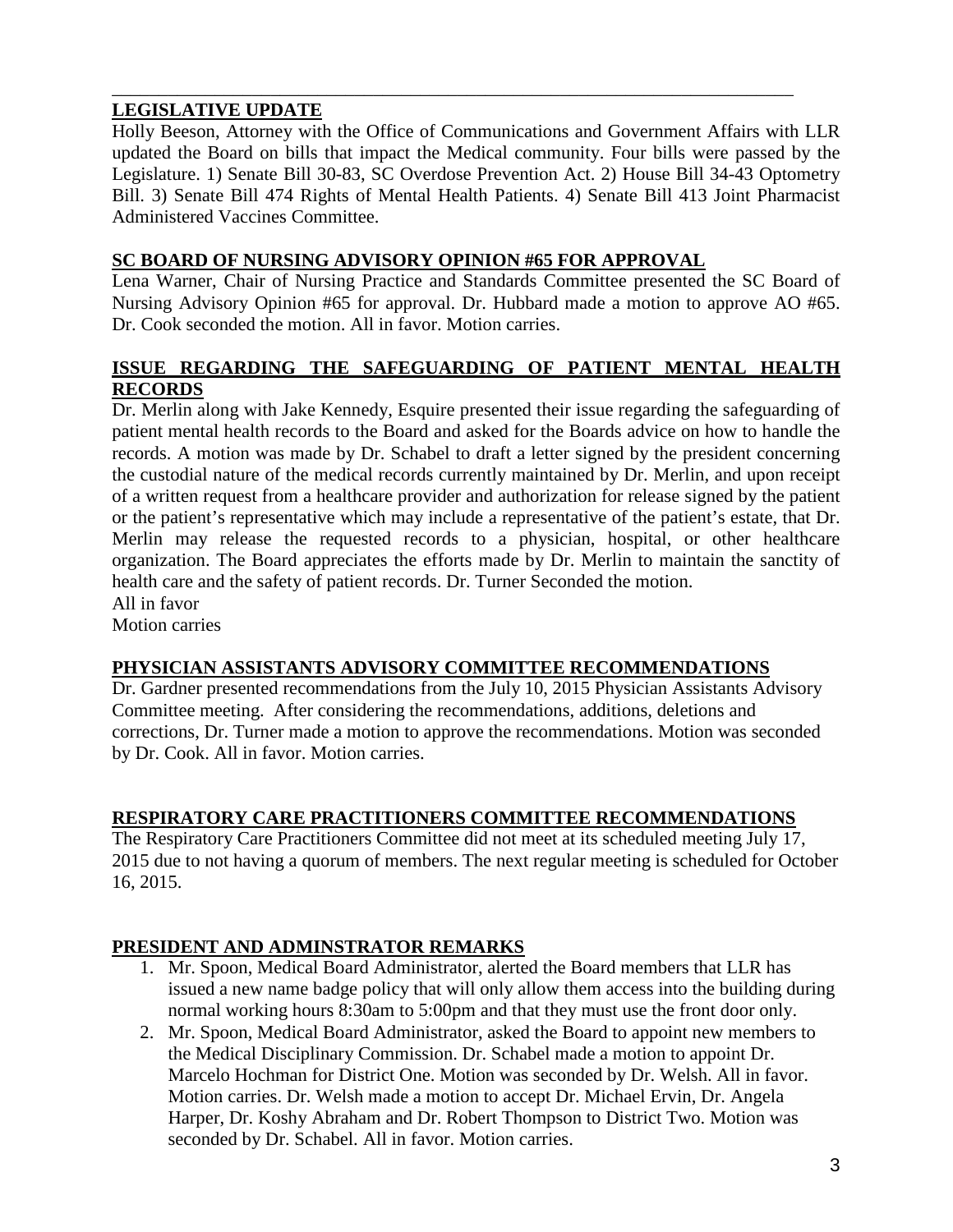## LEGISLATIVE UPDATE

Holly Beeson, Attorney with the Office of Communications and Government Affairs with LLR updated the Board on bills that impact the Medical community. Four bills were passed by the Legislature. 1) Senate Bill 30-83, SC Overdose Prevention Act. 2) House Bill 34-43 Optometry Bill. 3) Senate Bill 474 Rights of Mental Health Patients. 4) Senate Bill 413 Joint Pharmacist Administered Vaccines Committee.

## SC BOARD OF NURSING ADVISORY OPINION #65 FOR APPROVAL

Lena Warner, Chair of Nursing Practice and Standards Committee presented the SC Board of Nursing Advisory Opinion #65 for approval. Dr. Hubbard made a motion to approve AO #65. Dr. Cook seconded the motion. All in favor. Motion carries.

## ISSUE REGARDING THE SAFEGUARDING OF PATIENT MENTAL HEALTH RECORDS

Dr. Merlin along with Jake Kennedy, Esquire presented their issue regarding the safeguarding of patient mental health records to the Board and asked for the Boards advice on how to handle the records. A motion was made by Dr. Schabel to draft a letter signed by the president concerning the custodial nature of the medical records currently maintained by Dr. Merlin, and upon receipt of a written request from a healthcare provider and authorization for release signed by the patient or the patient's representative which may include a representative of the patient's estate, that Dr. Merlin may release the requested records to a physician, hospital, or other healthcare organization. The Board appreciates the efforts made by Dr. Merlin to maintain the sanctity of health care and the safety of patient records. Dr. Turner Seconded the motion.

All in favor

Motion carries

## PHYSICIAN ASSISTANTS ADVISORY COMMITTEE RECOMMENDATIONS

Dr. Gardner presented recommendations from the July 10, 2015 Physician Assistants Advisory Committee meeting. After considering the recommendations, additions, deletions and corrections, Dr. Turner made a motion to approve the recommendations. Motion was seconded by Dr. Cook. All in favor. Motion carries.

## RESPIRATORY CARE PRACTITIONERS COMMITTEE RECOMMENDATIONS

The Respiratory Care Practitioners Committee did not meet at its scheduled meeting July 17, 2015 due to not having a quorum of members. The next regular meeting is scheduled for October 16, 2015.

## PRESIDENT AND ADMINSTRATOR REMARKS

1. Mr. Spoon, Medical Board Administrator, alerted the Board members that LLR has issued a new name badge policy that will only allow them access into the building during normal working hours 8:30am to 5:00pm and that they must use the front door only.
2. Mr. Spoon, Medical Board Administrator, asked the Board to appoint new members to the Medical Disciplinary Commission. Dr. Schabel made a motion to appoint Dr. Marcelo Hochman for District One. Motion was seconded by Dr. Welsh. All in favor. Motion carries. Dr. Welsh made a motion to accept Dr. Michael Ervin, Dr. Angela Harper, Dr. Koshy Abraham and Dr. Robert Thompson to District Two. Motion was seconded by Dr. Schabel. All in favor. Motion carries.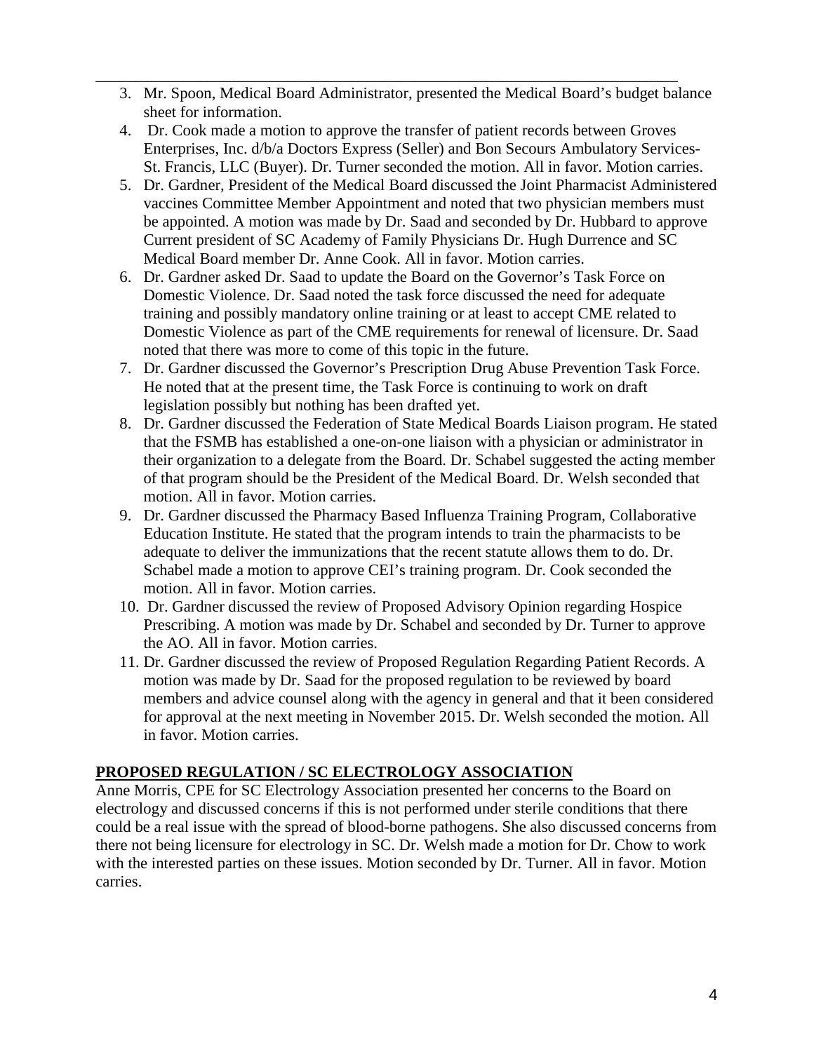3. Mr. Spoon, Medical Board Administrator, presented the Medical Board's budget balance sheet for information.
4. Dr. Cook made a motion to approve the transfer of patient records between Groves Enterprises, Inc. d/b/a Doctors Express (Seller) and Bon Secours Ambulatory Services-St. Francis, LLC (Buyer). Dr. Turner seconded the motion. All in favor. Motion carries.
5. Dr. Gardner, President of the Medical Board discussed the Joint Pharmacist Administered vaccines Committee Member Appointment and noted that two physician members must be appointed. A motion was made by Dr. Saad and seconded by Dr. Hubbard to approve Current president of SC Academy of Family Physicians Dr. Hugh Durrence and SC Medical Board member Dr. Anne Cook. All in favor. Motion carries.
6. Dr. Gardner asked Dr. Saad to update the Board on the Governor's Task Force on Domestic Violence. Dr. Saad noted the task force discussed the need for adequate training and possibly mandatory online training or at least to accept CME related to Domestic Violence as part of the CME requirements for renewal of licensure. Dr. Saad noted that there was more to come of this topic in the future.
7. Dr. Gardner discussed the Governor's Prescription Drug Abuse Prevention Task Force. He noted that at the present time, the Task Force is continuing to work on draft legislation possibly but nothing has been drafted yet.
8. Dr. Gardner discussed the Federation of State Medical Boards Liaison program. He stated that the FSMB has established a one-on-one liaison with a physician or administrator in their organization to a delegate from the Board. Dr. Schabel suggested the acting member of that program should be the President of the Medical Board. Dr. Welsh seconded that motion. All in favor. Motion carries.
9. Dr. Gardner discussed the Pharmacy Based Influenza Training Program, Collaborative Education Institute. He stated that the program intends to train the pharmacists to be adequate to deliver the immunizations that the recent statute allows them to do. Dr. Schabel made a motion to approve CEI's training program. Dr. Cook seconded the motion. All in favor. Motion carries.
10. Dr. Gardner discussed the review of Proposed Advisory Opinion regarding Hospice Prescribing. A motion was made by Dr. Schabel and seconded by Dr. Turner to approve the AO. All in favor. Motion carries.
11. Dr. Gardner discussed the review of Proposed Regulation Regarding Patient Records. A motion was made by Dr. Saad for the proposed regulation to be reviewed by board members and advice counsel along with the agency in general and that it been considered for approval at the next meeting in November 2015. Dr. Welsh seconded the motion. All in favor. Motion carries.

**PROPOSED REGULATION / SC ELECTROLOGY ASSOCIATION**

Anne Morris, CPE for SC Electrology Association presented her concerns to the Board on electrology and discussed concerns if this is not performed under sterile conditions that there could be a real issue with the spread of blood-borne pathogens. She also discussed concerns from there not being licensure for electrology in SC. Dr. Welsh made a motion for Dr. Chow to work with the interested parties on these issues. Motion seconded by Dr. Turner. All in favor. Motion carries.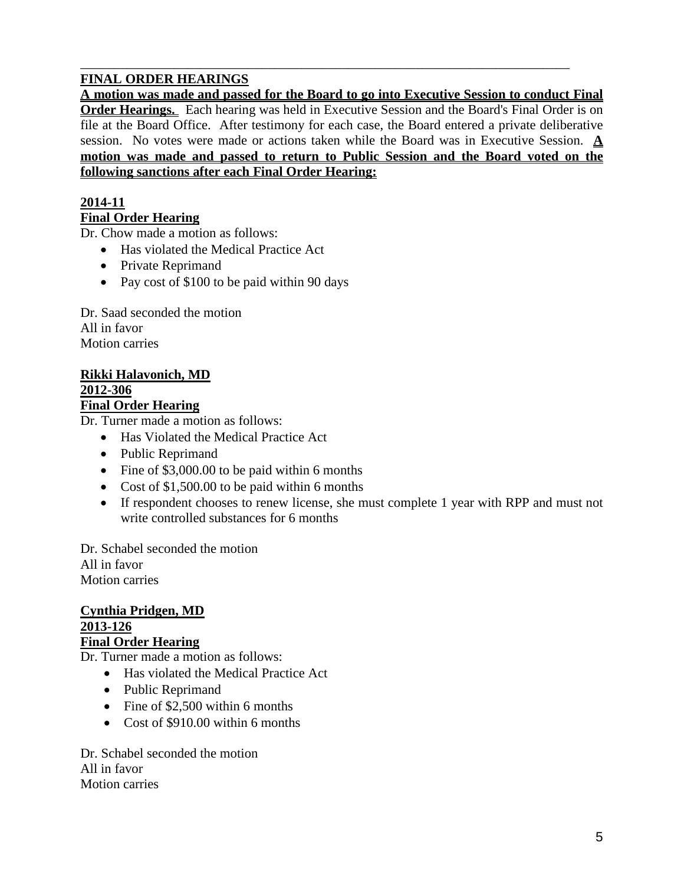---

**FINAL ORDER HEARINGS**

**A motion was made and passed for the Board to go into Executive Session to conduct Final Order Hearings.** Each hearing was held in Executive Session and the Board's Final Order is on file at the Board Office. After testimony for each case, the Board entered a private deliberative session. No votes were made or actions taken while the Board was in Executive Session. **A motion was made and passed to return to Public Session and the Board voted on the following sanctions after each Final Order Hearing:**

**2014-11**
**Final Order Hearing**

Dr. Chow made a motion as follows:

- Has violated the Medical Practice Act
- Private Reprimand
- Pay cost of $100 to be paid within 90 days

Dr. Saad seconded the motion
All in favor
Motion carries

**Rikki Halavonich, MD**
**2012-306**
**Final Order Hearing**

Dr. Turner made a motion as follows:

- Has Violated the Medical Practice Act
- Public Reprimand
- Fine of $3,000.00 to be paid within 6 months
- Cost of $1,500.00 to be paid within 6 months
- If respondent chooses to renew license, she must complete 1 year with RPP and must not write controlled substances for 6 months

Dr. Schabel seconded the motion
All in favor
Motion carries

**Cynthia Pridgen, MD**
**2013-126**
**Final Order Hearing**

Dr. Turner made a motion as follows:

- Has violated the Medical Practice Act
- Public Reprimand
- Fine of $2,500 within 6 months
- Cost of $910.00 within 6 months

Dr. Schabel seconded the motion
All in favor
Motion carries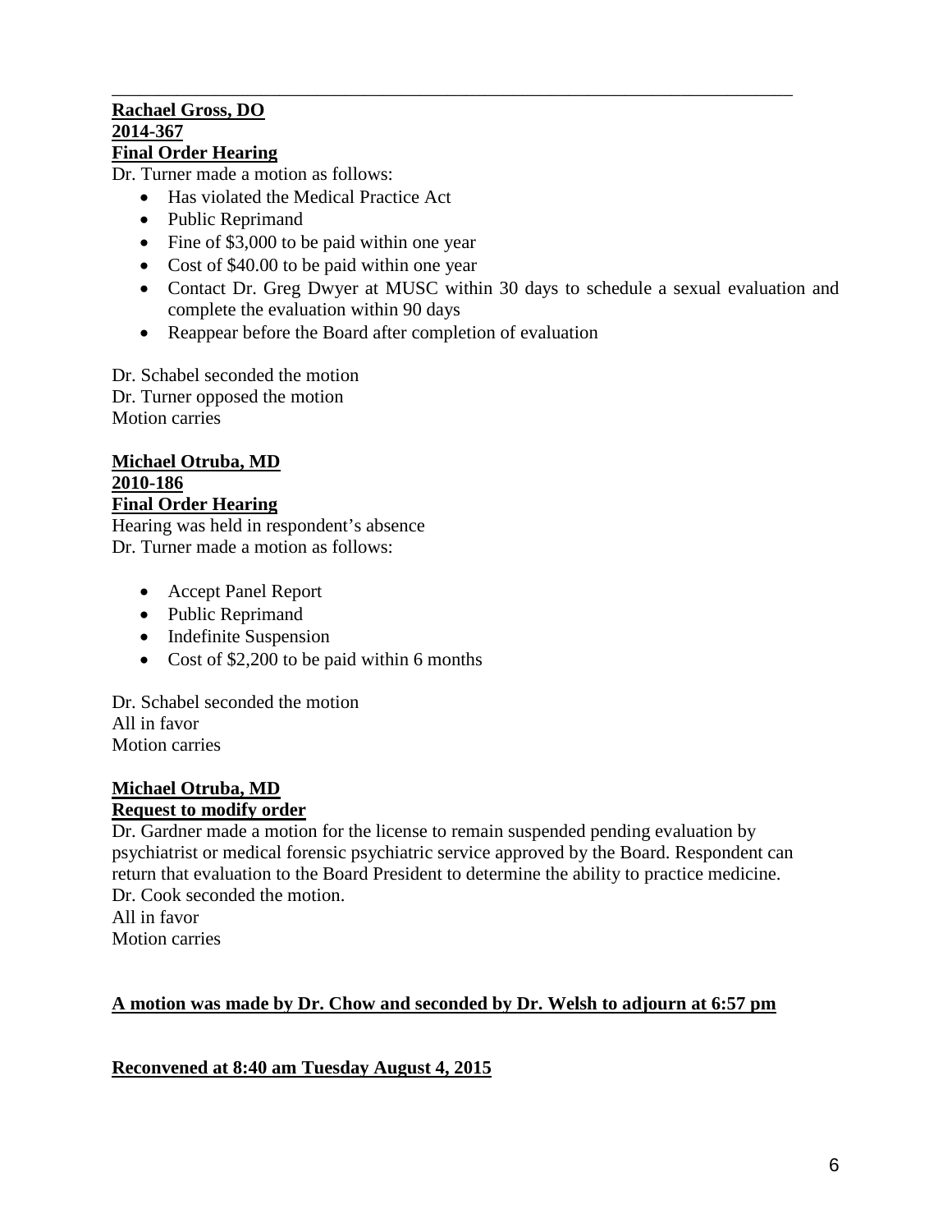---

**Rachael Gross, DO**
**2014-367**
**Final Order Hearing**

Dr. Turner made a motion as follows:

- Has violated the Medical Practice Act
- Public Reprimand
- Fine of $3,000 to be paid within one year
- Cost of $40.00 to be paid within one year
- Contact Dr. Greg Dwyer at MUSC within 30 days to schedule a sexual evaluation and complete the evaluation within 90 days
- Reappear before the Board after completion of evaluation

Dr. Schabel seconded the motion
Dr. Turner opposed the motion
Motion carries

**Michael Otruba, MD**
**2010-186**
**Final Order Hearing**

Hearing was held in respondent's absence
Dr. Turner made a motion as follows:

- Accept Panel Report
- Public Reprimand
- Indefinite Suspension
- Cost of $2,200 to be paid within 6 months

Dr. Schabel seconded the motion
All in favor
Motion carries

**Michael Otruba, MD**
**Request to modify order**

Dr. Gardner made a motion for the license to remain suspended pending evaluation by psychiatrist or medical forensic psychiatric service approved by the Board. Respondent can return that evaluation to the Board President to determine the ability to practice medicine.
Dr. Cook seconded the motion.
All in favor
Motion carries

**A motion was made by Dr. Chow and seconded by Dr. Welsh to adjourn at 6:57 pm**

**Reconvened at 8:40 am Tuesday August 4, 2015**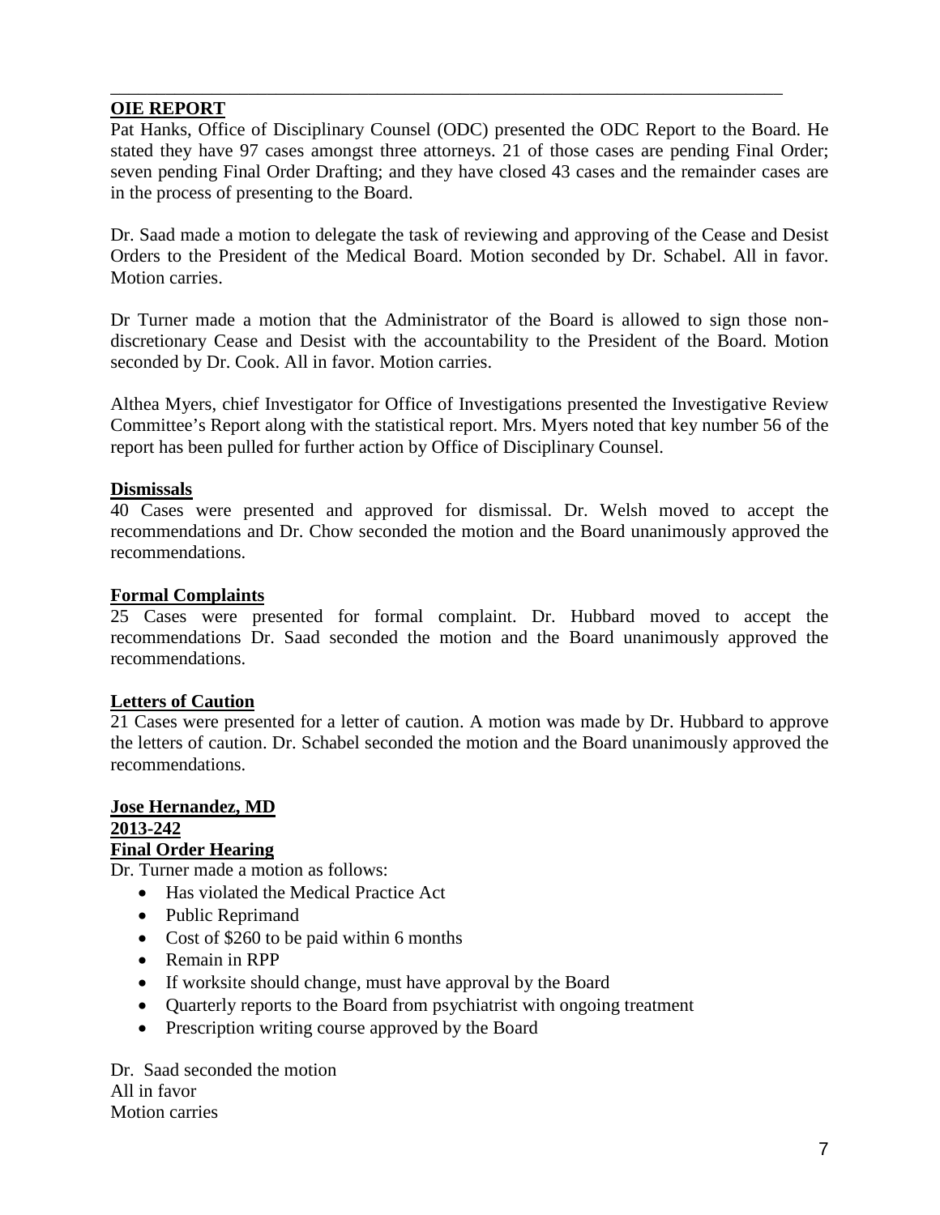## OIE REPORT

Pat Hanks, Office of Disciplinary Counsel (ODC) presented the ODC Report to the Board. He stated they have 97 cases amongst three attorneys. 21 of those cases are pending Final Order; seven pending Final Order Drafting; and they have closed 43 cases and the remainder cases are in the process of presenting to the Board.

Dr. Saad made a motion to delegate the task of reviewing and approving of the Cease and Desist Orders to the President of the Medical Board. Motion seconded by Dr. Schabel. All in favor. Motion carries.

Dr Turner made a motion that the Administrator of the Board is allowed to sign those non-discretionary Cease and Desist with the accountability to the President of the Board. Motion seconded by Dr. Cook. All in favor. Motion carries.

Althea Myers, chief Investigator for Office of Investigations presented the Investigative Review Committee's Report along with the statistical report. Mrs. Myers noted that key number 56 of the report has been pulled for further action by Office of Disciplinary Counsel.

### Dismissals

40 Cases were presented and approved for dismissal. Dr. Welsh moved to accept the recommendations and Dr. Chow seconded the motion and the Board unanimously approved the recommendations.

### Formal Complaints

25 Cases were presented for formal complaint. Dr. Hubbard moved to accept the recommendations Dr. Saad seconded the motion and the Board unanimously approved the recommendations.

### Letters of Caution

21 Cases were presented for a letter of caution. A motion was made by Dr. Hubbard to approve the letters of caution. Dr. Schabel seconded the motion and the Board unanimously approved the recommendations.

### Jose Hernandez, MD
### 2013-242
### Final Order Hearing

Dr. Turner made a motion as follows:

- Has violated the Medical Practice Act
- Public Reprimand
- Cost of $260 to be paid within 6 months
- Remain in RPP
- If worksite should change, must have approval by the Board
- Quarterly reports to the Board from psychiatrist with ongoing treatment
- Prescription writing course approved by the Board

Dr. Saad seconded the motion
All in favor
Motion carries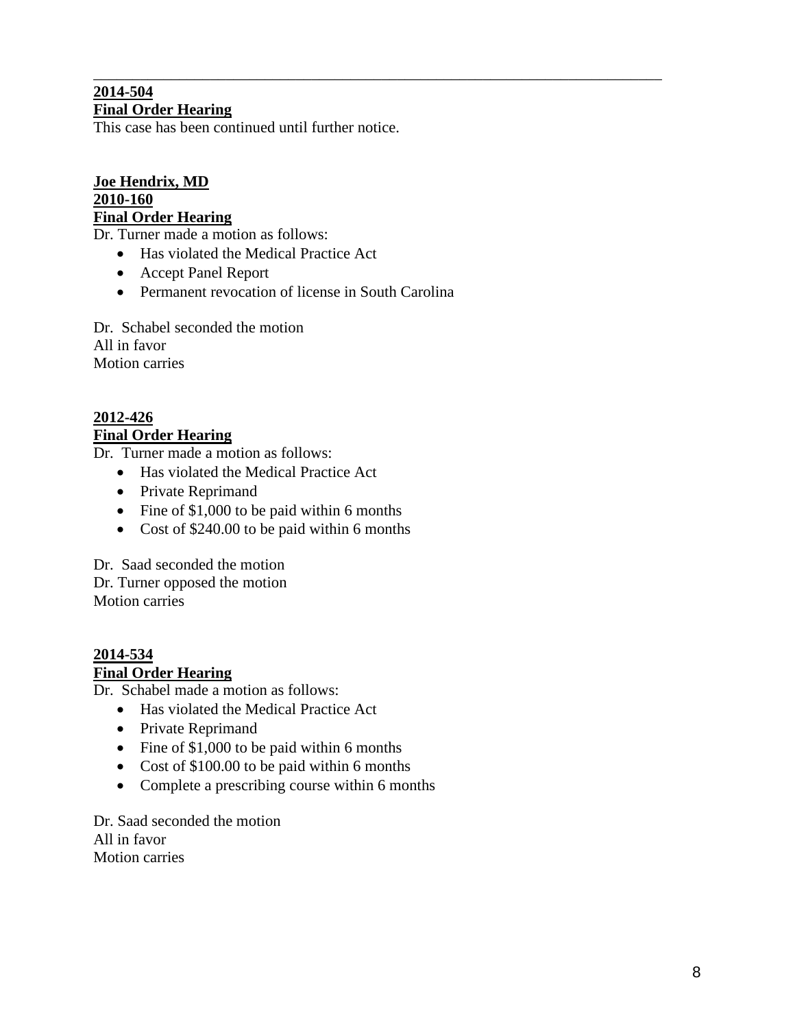---

**2014-504**
**Final Order Hearing**
This case has been continued until further notice.

**Joe Hendrix, MD**
**2010-160**
**Final Order Hearing**
Dr. Turner made a motion as follows:

- Has violated the Medical Practice Act
- Accept Panel Report
- Permanent revocation of license in South Carolina

Dr. Schabel seconded the motion
All in favor
Motion carries

**2012-426**
**Final Order Hearing**
Dr. Turner made a motion as follows:

- Has violated the Medical Practice Act
- Private Reprimand
- Fine of $1,000 to be paid within 6 months
- Cost of $240.00 to be paid within 6 months

Dr. Saad seconded the motion
Dr. Turner opposed the motion
Motion carries

**2014-534**
**Final Order Hearing**
Dr. Schabel made a motion as follows:

- Has violated the Medical Practice Act
- Private Reprimand
- Fine of $1,000 to be paid within 6 months
- Cost of $100.00 to be paid within 6 months
- Complete a prescribing course within 6 months

Dr. Saad seconded the motion
All in favor
Motion carries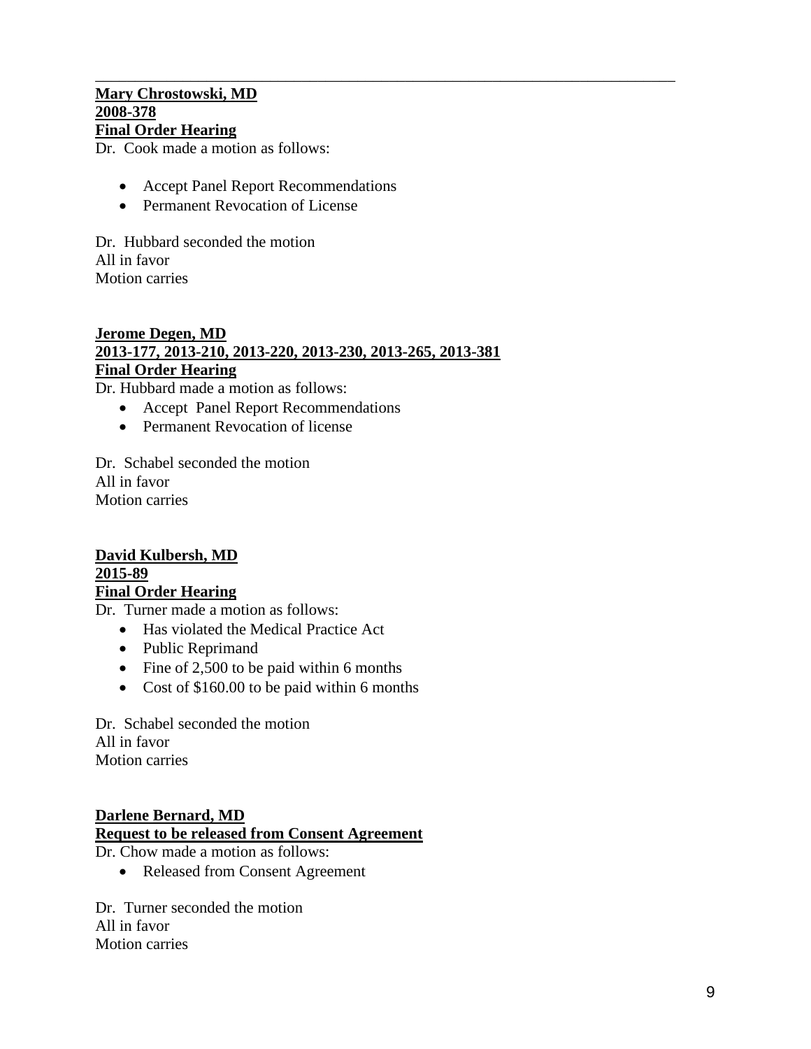---

**Mary Chrostowski, MD**
**2008-378**
**Final Order Hearing**

Dr. Cook made a motion as follows:

- Accept Panel Report Recommendations
- Permanent Revocation of License

Dr. Hubbard seconded the motion
All in favor
Motion carries

**Jerome Degen, MD**
**2013-177, 2013-210, 2013-220, 2013-230, 2013-265, 2013-381**
**Final Order Hearing**

Dr. Hubbard made a motion as follows:

- Accept Panel Report Recommendations
- Permanent Revocation of license

Dr. Schabel seconded the motion
All in favor
Motion carries

**David Kulbersh, MD**
**2015-89**
**Final Order Hearing**

Dr. Turner made a motion as follows:

- Has violated the Medical Practice Act
- Public Reprimand
- Fine of 2,500 to be paid within 6 months
- Cost of $160.00 to be paid within 6 months

Dr. Schabel seconded the motion
All in favor
Motion carries

**Darlene Bernard, MD**
**Request to be released from Consent Agreement**

Dr. Chow made a motion as follows:

- Released from Consent Agreement

Dr. Turner seconded the motion
All in favor
Motion carries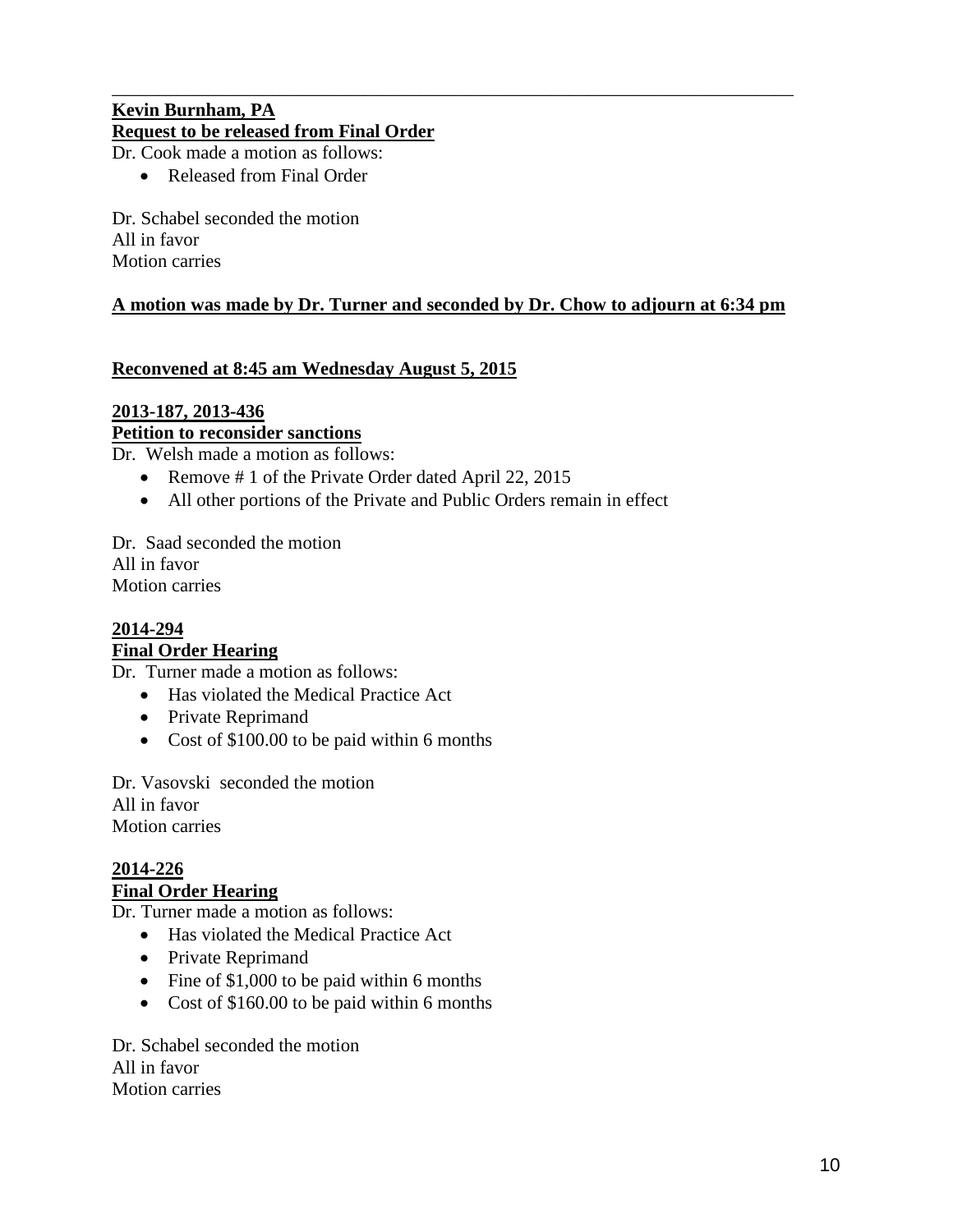---

**Kevin Burnham, PA**
**Request to be released from Final Order**

Dr. Cook made a motion as follows:

- Released from Final Order

Dr. Schabel seconded the motion
All in favor
Motion carries

**A motion was made by Dr. Turner and seconded by Dr. Chow to adjourn at 6:34 pm**

**Reconvened at 8:45 am Wednesday August 5, 2015**

**2013-187, 2013-436**
**Petition to reconsider sanctions**

Dr. Welsh made a motion as follows:

- Remove # 1 of the Private Order dated April 22, 2015
- All other portions of the Private and Public Orders remain in effect

Dr. Saad seconded the motion
All in favor
Motion carries

**2014-294**
**Final Order Hearing**

Dr. Turner made a motion as follows:

- Has violated the Medical Practice Act
- Private Reprimand
- Cost of $100.00 to be paid within 6 months

Dr. Vasovski seconded the motion
All in favor
Motion carries

**2014-226**
**Final Order Hearing**

Dr. Turner made a motion as follows:

- Has violated the Medical Practice Act
- Private Reprimand
- Fine of $1,000 to be paid within 6 months
- Cost of $160.00 to be paid within 6 months

Dr. Schabel seconded the motion
All in favor
Motion carries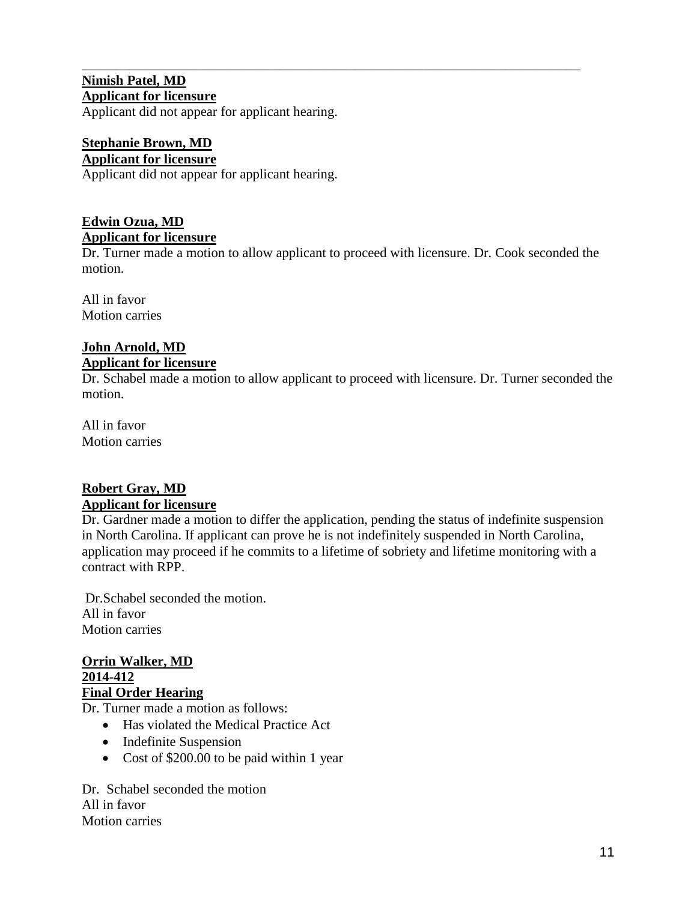---

**Nimish Patel, MD**
**Applicant for licensure**
Applicant did not appear for applicant hearing.

**Stephanie Brown, MD**
**Applicant for licensure**
Applicant did not appear for applicant hearing.

**Edwin Ozua, MD**
**Applicant for licensure**
Dr. Turner made a motion to allow applicant to proceed with licensure. Dr. Cook seconded the motion.

All in favor
Motion carries

**John Arnold, MD**
**Applicant for licensure**
Dr. Schabel made a motion to allow applicant to proceed with licensure. Dr. Turner seconded the motion.

All in favor
Motion carries

**Robert Gray, MD**
**Applicant for licensure**
Dr. Gardner made a motion to differ the application, pending the status of indefinite suspension in North Carolina. If applicant can prove he is not indefinitely suspended in North Carolina, application may proceed if he commits to a lifetime of sobriety and lifetime monitoring with a contract with RPP.

Dr.Schabel seconded the motion.
All in favor
Motion carries

**Orrin Walker, MD**
**2014-412**
**Final Order Hearing**
Dr. Turner made a motion as follows:

- Has violated the Medical Practice Act
- Indefinite Suspension
- Cost of $200.00 to be paid within 1 year

Dr. Schabel seconded the motion
All in favor
Motion carries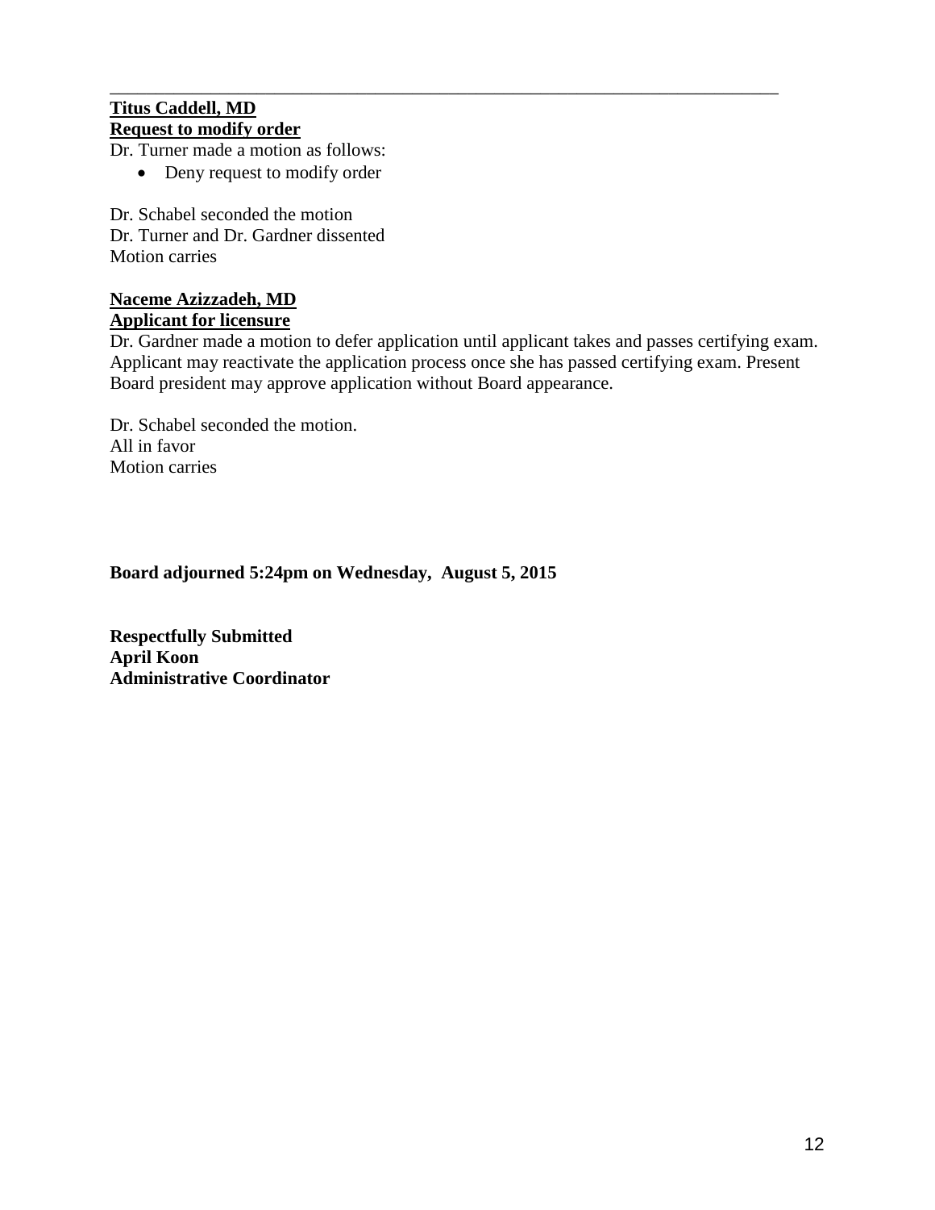---

**<u>Titus Caddell, MD</u>**
**<u>Request to modify order</u>**

Dr. Turner made a motion as follows:

- Deny request to modify order

Dr. Schabel seconded the motion
Dr. Turner and Dr. Gardner dissented
Motion carries

**<u>Naceme Azizzadeh, MD</u>**
**<u>Applicant for licensure</u>**

Dr. Gardner made a motion to defer application until applicant takes and passes certifying exam. Applicant may reactivate the application process once she has passed certifying exam. Present Board president may approve application without Board appearance.

Dr. Schabel seconded the motion.
All in favor
Motion carries

**Board adjourned 5:24pm on Wednesday, August 5, 2015**

**Respectfully Submitted**
**April Koon**
**Administrative Coordinator**